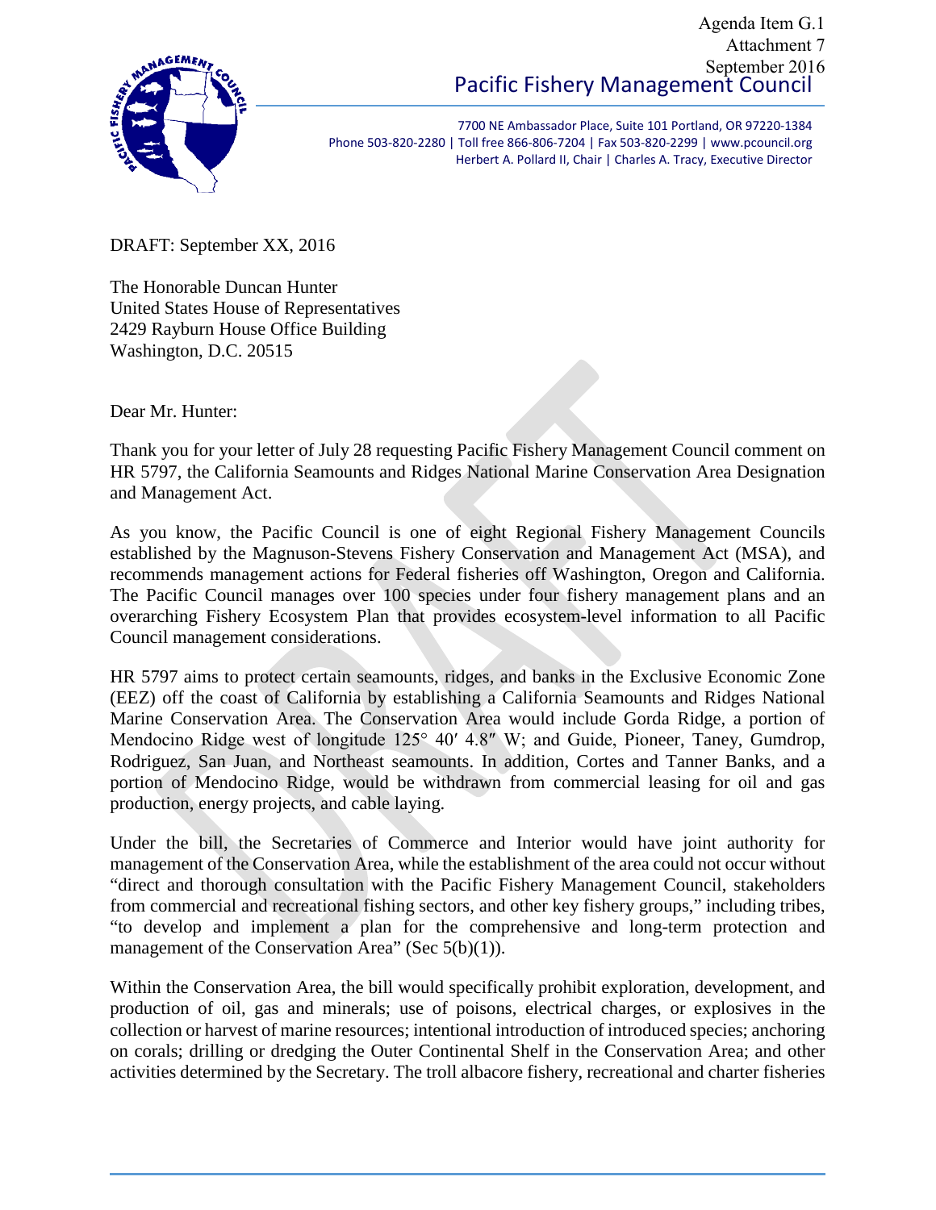Agenda Item G.1
Attachment 7
September 2016

Pacific Fishery Management Council

7700 NE Ambassador Place, Suite 101 Portland, OR 97220-1384
Phone 503-820-2280 | Toll free 866-806-7204 | Fax 503-820-2299 | www.pcouncil.org
Herbert A. Pollard II, Chair | Charles A. Tracy, Executive Director

DRAFT: September XX, 2016

The Honorable Duncan Hunter
United States House of Representatives
2429 Rayburn House Office Building
Washington, D.C. 20515

Dear Mr. Hunter:

Thank you for your letter of July 28 requesting Pacific Fishery Management Council comment on HR 5797, the California Seamounts and Ridges National Marine Conservation Area Designation and Management Act.

As you know, the Pacific Council is one of eight Regional Fishery Management Councils established by the Magnuson-Stevens Fishery Conservation and Management Act (MSA), and recommends management actions for Federal fisheries off Washington, Oregon and California. The Pacific Council manages over 100 species under four fishery management plans and an overarching Fishery Ecosystem Plan that provides ecosystem-level information to all Pacific Council management considerations.

HR 5797 aims to protect certain seamounts, ridges, and banks in the Exclusive Economic Zone (EEZ) off the coast of California by establishing a California Seamounts and Ridges National Marine Conservation Area. The Conservation Area would include Gorda Ridge, a portion of Mendocino Ridge west of longitude 125° 40′ 4.8″ W; and Guide, Pioneer, Taney, Gumdrop, Rodriguez, San Juan, and Northeast seamounts. In addition, Cortes and Tanner Banks, and a portion of Mendocino Ridge, would be withdrawn from commercial leasing for oil and gas production, energy projects, and cable laying.

Under the bill, the Secretaries of Commerce and Interior would have joint authority for management of the Conservation Area, while the establishment of the area could not occur without "direct and thorough consultation with the Pacific Fishery Management Council, stakeholders from commercial and recreational fishing sectors, and other key fishery groups," including tribes, "to develop and implement a plan for the comprehensive and long-term protection and management of the Conservation Area" (Sec 5(b)(1)).

Within the Conservation Area, the bill would specifically prohibit exploration, development, and production of oil, gas and minerals; use of poisons, electrical charges, or explosives in the collection or harvest of marine resources; intentional introduction of introduced species; anchoring on corals; drilling or dredging the Outer Continental Shelf in the Conservation Area; and other activities determined by the Secretary. The troll albacore fishery, recreational and charter fisheries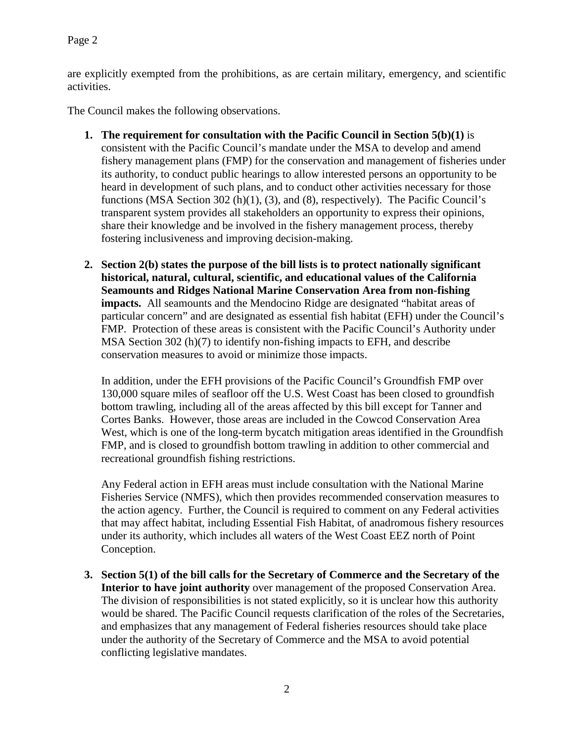are explicitly exempted from the prohibitions, as are certain military, emergency, and scientific activities.

The Council makes the following observations.

1. **The requirement for consultation with the Pacific Council in Section 5(b)(1)** is consistent with the Pacific Council's mandate under the MSA to develop and amend fishery management plans (FMP) for the conservation and management of fisheries under its authority, to conduct public hearings to allow interested persons an opportunity to be heard in development of such plans, and to conduct other activities necessary for those functions (MSA Section 302 (h)(1), (3), and (8), respectively). The Pacific Council's transparent system provides all stakeholders an opportunity to express their opinions, share their knowledge and be involved in the fishery management process, thereby fostering inclusiveness and improving decision-making.

2. **Section 2(b) states the purpose of the bill lists is to protect nationally significant historical, natural, cultural, scientific, and educational values of the California Seamounts and Ridges National Marine Conservation Area from non-fishing impacts.** All seamounts and the Mendocino Ridge are designated "habitat areas of particular concern" and are designated as essential fish habitat (EFH) under the Council's FMP. Protection of these areas is consistent with the Pacific Council's Authority under MSA Section 302 (h)(7) to identify non-fishing impacts to EFH, and describe conservation measures to avoid or minimize those impacts.

   In addition, under the EFH provisions of the Pacific Council's Groundfish FMP over 130,000 square miles of seafloor off the U.S. West Coast has been closed to groundfish bottom trawling, including all of the areas affected by this bill except for Tanner and Cortes Banks. However, those areas are included in the Cowcod Conservation Area West, which is one of the long-term bycatch mitigation areas identified in the Groundfish FMP, and is closed to groundfish bottom trawling in addition to other commercial and recreational groundfish fishing restrictions.

   Any Federal action in EFH areas must include consultation with the National Marine Fisheries Service (NMFS), which then provides recommended conservation measures to the action agency. Further, the Council is required to comment on any Federal activities that may affect habitat, including Essential Fish Habitat, of anadromous fishery resources under its authority, which includes all waters of the West Coast EEZ north of Point Conception.

3. **Section 5(1) of the bill calls for the Secretary of Commerce and the Secretary of the Interior to have joint authority** over management of the proposed Conservation Area. The division of responsibilities is not stated explicitly, so it is unclear how this authority would be shared. The Pacific Council requests clarification of the roles of the Secretaries, and emphasizes that any management of Federal fisheries resources should take place under the authority of the Secretary of Commerce and the MSA to avoid potential conflicting legislative mandates.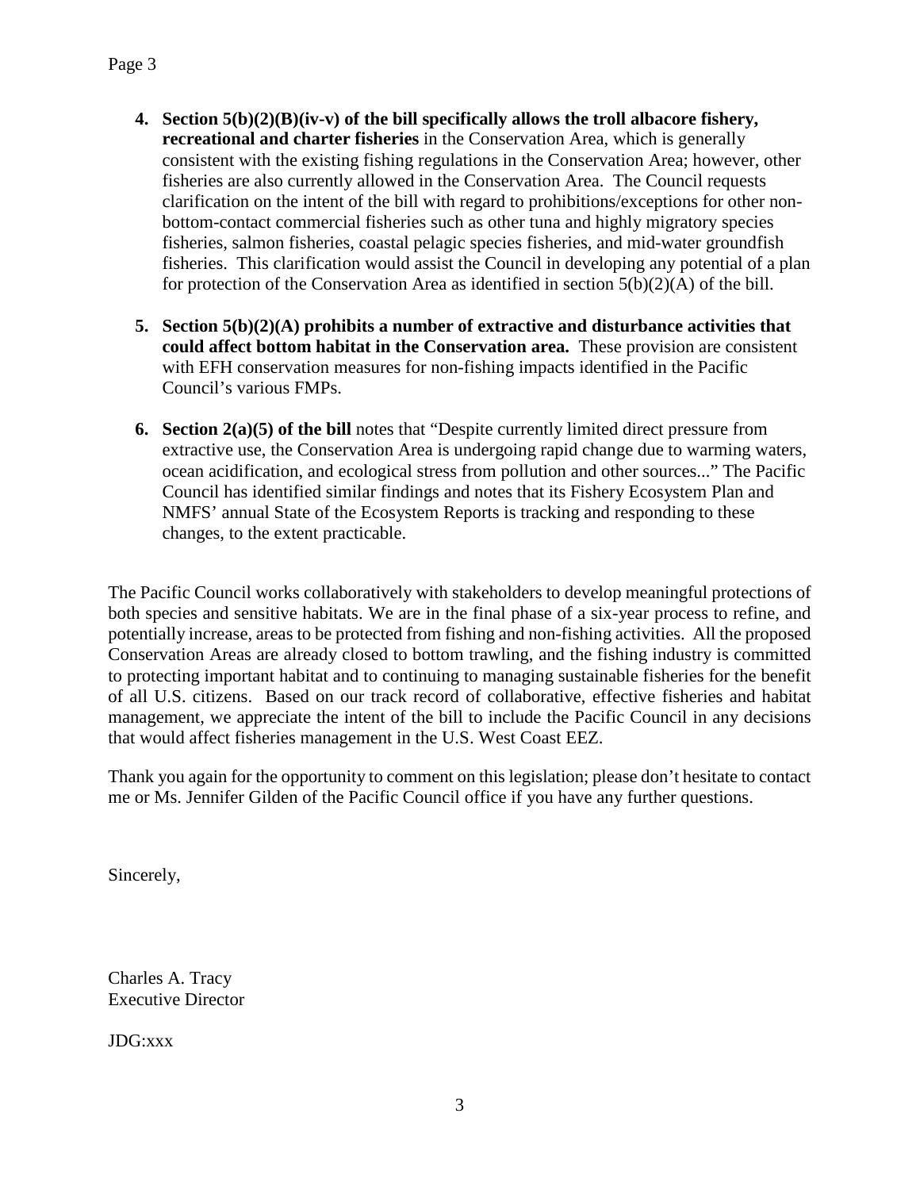4. **Section 5(b)(2)(B)(iv-v) of the bill specifically allows the troll albacore fishery, recreational and charter fisheries** in the Conservation Area, which is generally consistent with the existing fishing regulations in the Conservation Area; however, other fisheries are also currently allowed in the Conservation Area. The Council requests clarification on the intent of the bill with regard to prohibitions/exceptions for other non-bottom-contact commercial fisheries such as other tuna and highly migratory species fisheries, salmon fisheries, coastal pelagic species fisheries, and mid-water groundfish fisheries. This clarification would assist the Council in developing any potential of a plan for protection of the Conservation Area as identified in section 5(b)(2)(A) of the bill.

5. **Section 5(b)(2)(A) prohibits a number of extractive and disturbance activities that could affect bottom habitat in the Conservation area.** These provision are consistent with EFH conservation measures for non-fishing impacts identified in the Pacific Council's various FMPs.

6. **Section 2(a)(5) of the bill** notes that "Despite currently limited direct pressure from extractive use, the Conservation Area is undergoing rapid change due to warming waters, ocean acidification, and ecological stress from pollution and other sources..." The Pacific Council has identified similar findings and notes that its Fishery Ecosystem Plan and NMFS' annual State of the Ecosystem Reports is tracking and responding to these changes, to the extent practicable.

The Pacific Council works collaboratively with stakeholders to develop meaningful protections of both species and sensitive habitats. We are in the final phase of a six-year process to refine, and potentially increase, areas to be protected from fishing and non-fishing activities. All the proposed Conservation Areas are already closed to bottom trawling, and the fishing industry is committed to protecting important habitat and to continuing to managing sustainable fisheries for the benefit of all U.S. citizens. Based on our track record of collaborative, effective fisheries and habitat management, we appreciate the intent of the bill to include the Pacific Council in any decisions that would affect fisheries management in the U.S. West Coast EEZ.

Thank you again for the opportunity to comment on this legislation; please don't hesitate to contact me or Ms. Jennifer Gilden of the Pacific Council office if you have any further questions.

Sincerely,

Charles A. Tracy
Executive Director

JDG:xxx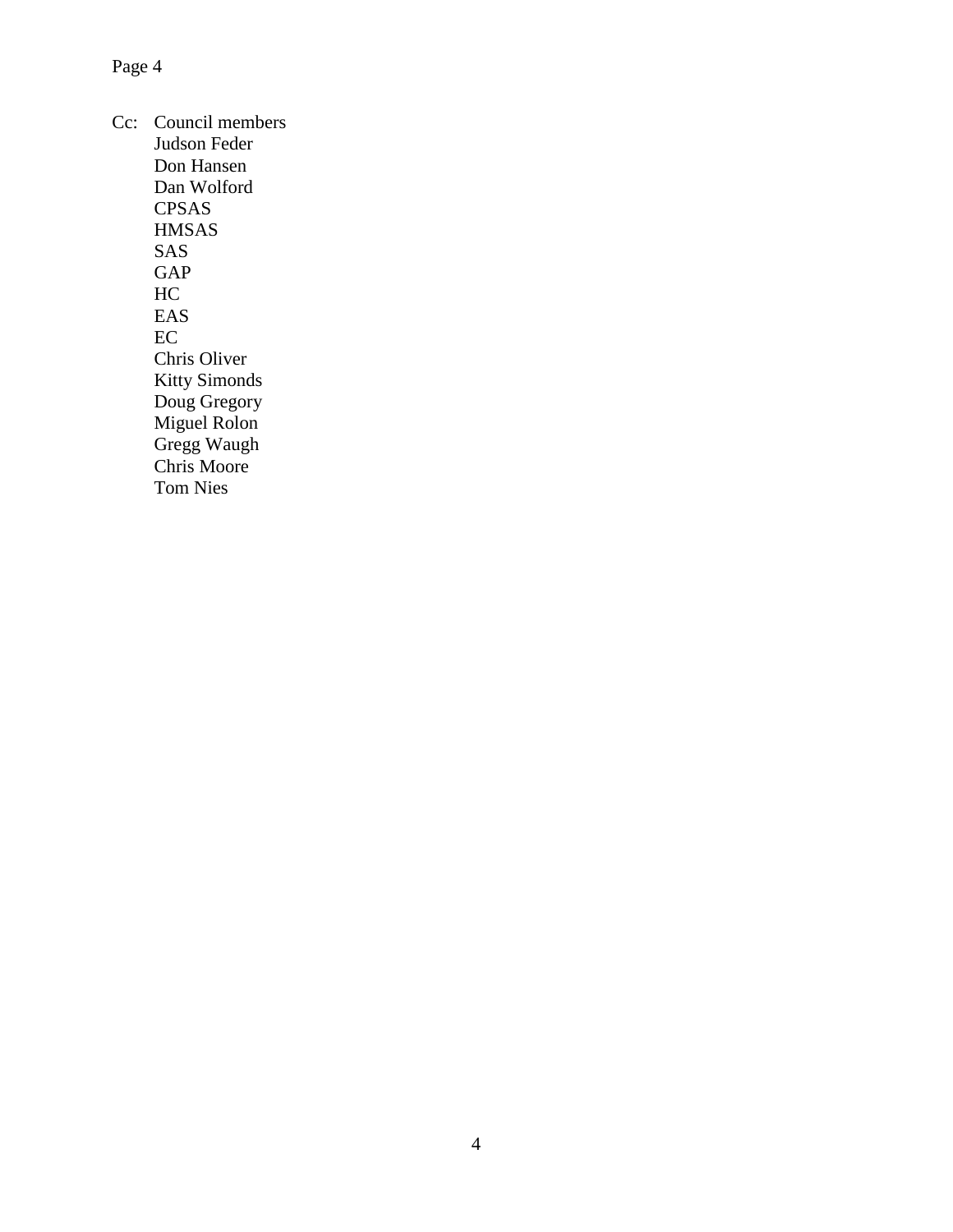Cc: Council members
Judson Feder
Don Hansen
Dan Wolford
CPSAS
HMSAS
SAS
GAP
HC
EAS
EC
Chris Oliver
Kitty Simonds
Doug Gregory
Miguel Rolon
Gregg Waugh
Chris Moore
Tom Nies